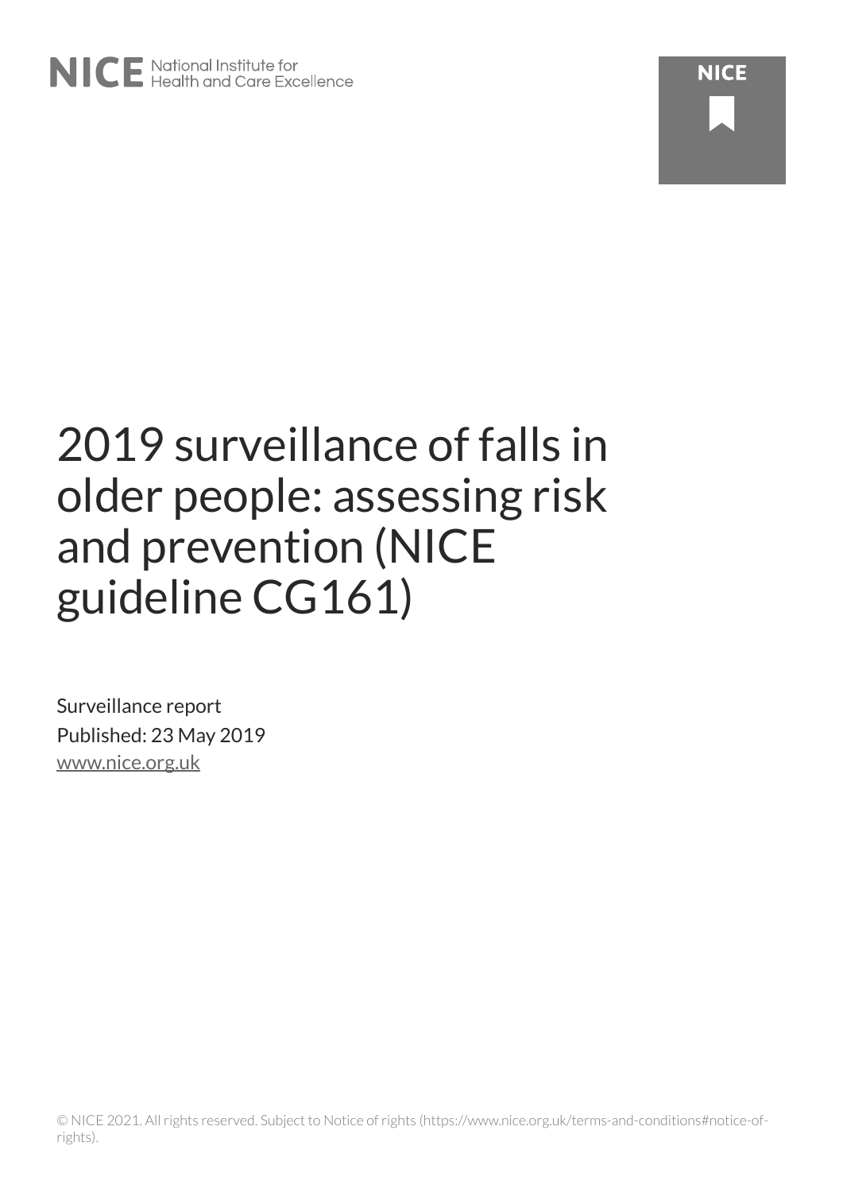# 2019 surveillance of falls in older people: assessing risk and prevention (NICE guideline CG161)

Surveillance report

Published: 23 May 2019

www.nice.org.uk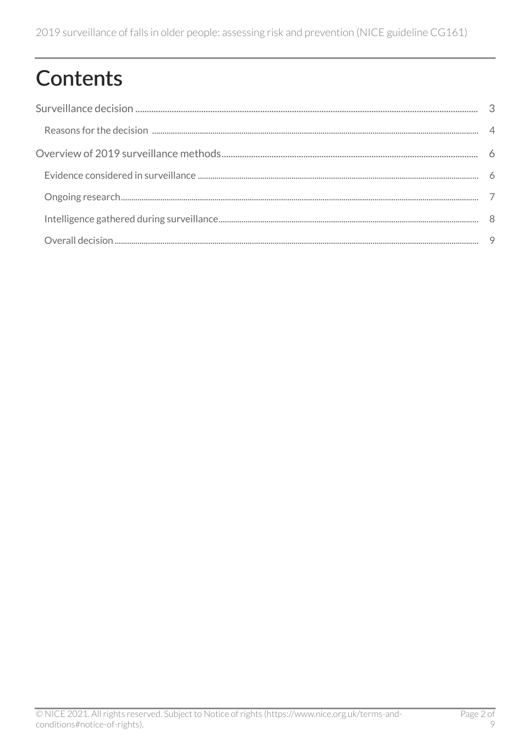# Contents

Surveillance decision ..................................................................... 3

Reasons for the decision ..................................................................... 4

Overview of 2019 surveillance methods..................................................................... 6

Evidence considered in surveillance ..................................................................... 6

Ongoing research..................................................................... 7

Intelligence gathered during surveillance..................................................................... 8

Overall decision ..................................................................... 9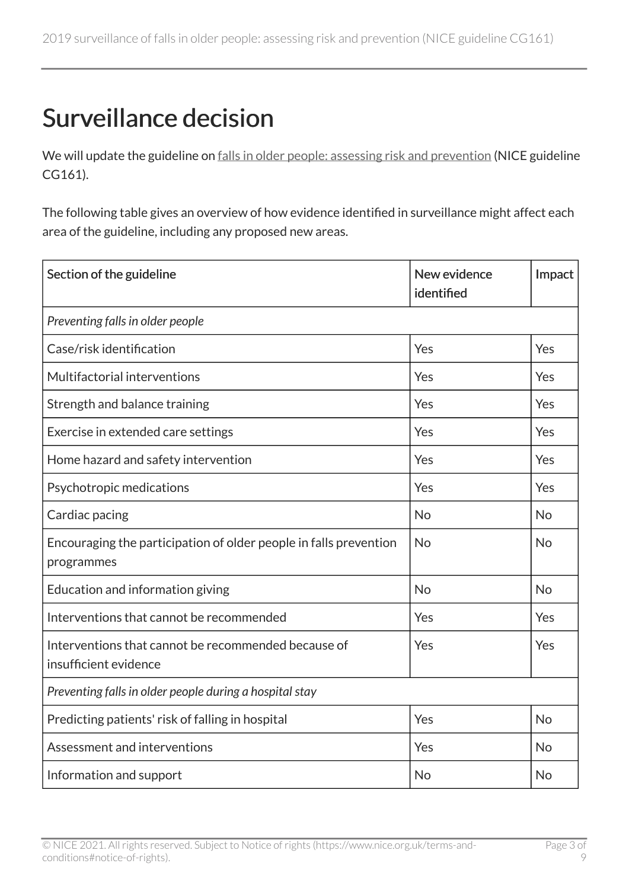# Surveillance decision

We will update the guideline on [falls in older people: assessing risk and prevention](#) (NICE guideline CG161).

The following table gives an overview of how evidence identified in surveillance might affect each area of the guideline, including any proposed new areas.

| Section of the guideline | New evidence identified | Impact |
|---|---|---|
| *Preventing falls in older people* | | |
| Case/risk identification | Yes | Yes |
| Multifactorial interventions | Yes | Yes |
| Strength and balance training | Yes | Yes |
| Exercise in extended care settings | Yes | Yes |
| Home hazard and safety intervention | Yes | Yes |
| Psychotropic medications | Yes | Yes |
| Cardiac pacing | No | No |
| Encouraging the participation of older people in falls prevention programmes | No | No |
| Education and information giving | No | No |
| Interventions that cannot be recommended | Yes | Yes |
| Interventions that cannot be recommended because of insufficient evidence | Yes | Yes |
| *Preventing falls in older people during a hospital stay* | | |
| Predicting patients' risk of falling in hospital | Yes | No |
| Assessment and interventions | Yes | No |
| Information and support | No | No |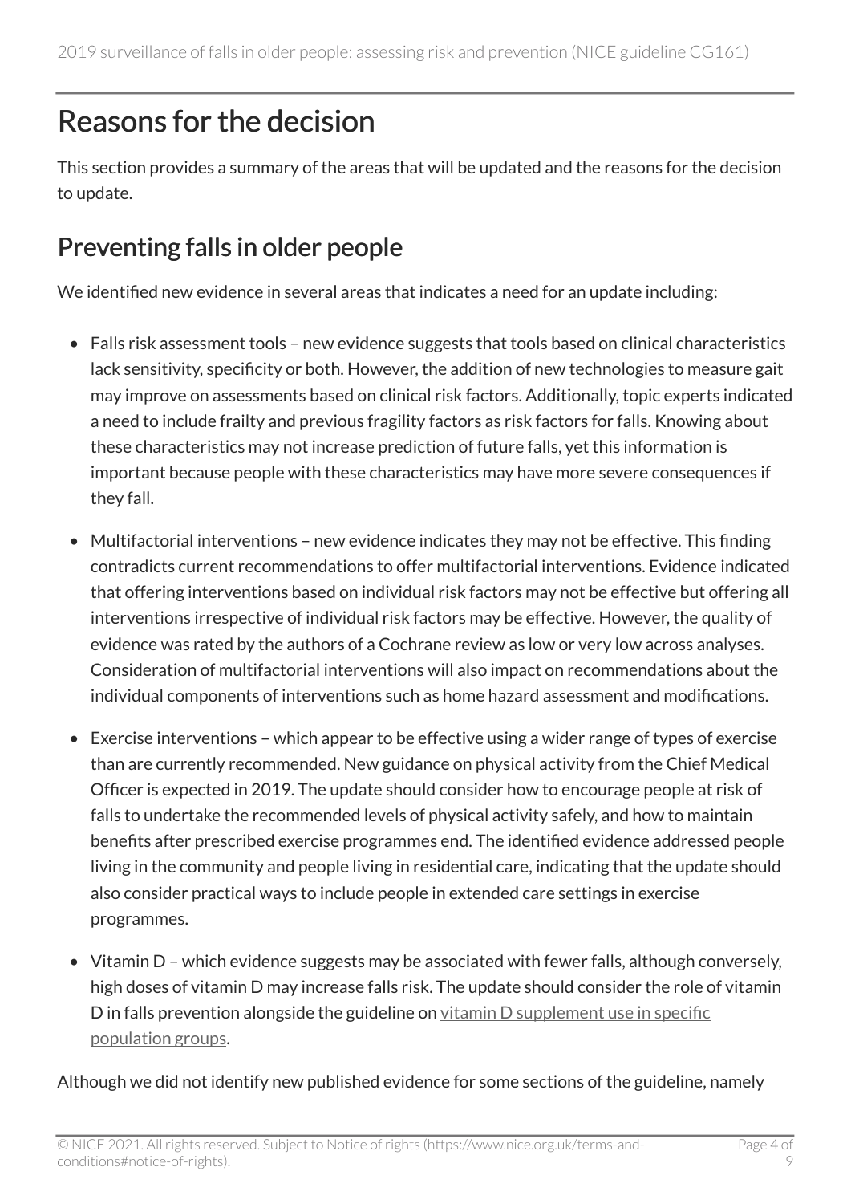# Reasons for the decision

This section provides a summary of the areas that will be updated and the reasons for the decision to update.

## Preventing falls in older people

We identified new evidence in several areas that indicates a need for an update including:

- Falls risk assessment tools – new evidence suggests that tools based on clinical characteristics lack sensitivity, specificity or both. However, the addition of new technologies to measure gait may improve on assessments based on clinical risk factors. Additionally, topic experts indicated a need to include frailty and previous fragility factors as risk factors for falls. Knowing about these characteristics may not increase prediction of future falls, yet this information is important because people with these characteristics may have more severe consequences if they fall.
- Multifactorial interventions – new evidence indicates they may not be effective. This finding contradicts current recommendations to offer multifactorial interventions. Evidence indicated that offering interventions based on individual risk factors may not be effective but offering all interventions irrespective of individual risk factors may be effective. However, the quality of evidence was rated by the authors of a Cochrane review as low or very low across analyses. Consideration of multifactorial interventions will also impact on recommendations about the individual components of interventions such as home hazard assessment and modifications.
- Exercise interventions – which appear to be effective using a wider range of types of exercise than are currently recommended. New guidance on physical activity from the Chief Medical Officer is expected in 2019. The update should consider how to encourage people at risk of falls to undertake the recommended levels of physical activity safely, and how to maintain benefits after prescribed exercise programmes end. The identified evidence addressed people living in the community and people living in residential care, indicating that the update should also consider practical ways to include people in extended care settings in exercise programmes.
- Vitamin D – which evidence suggests may be associated with fewer falls, although conversely, high doses of vitamin D may increase falls risk. The update should consider the role of vitamin D in falls prevention alongside the guideline on vitamin D supplement use in specific population groups.

Although we did not identify new published evidence for some sections of the guideline, namely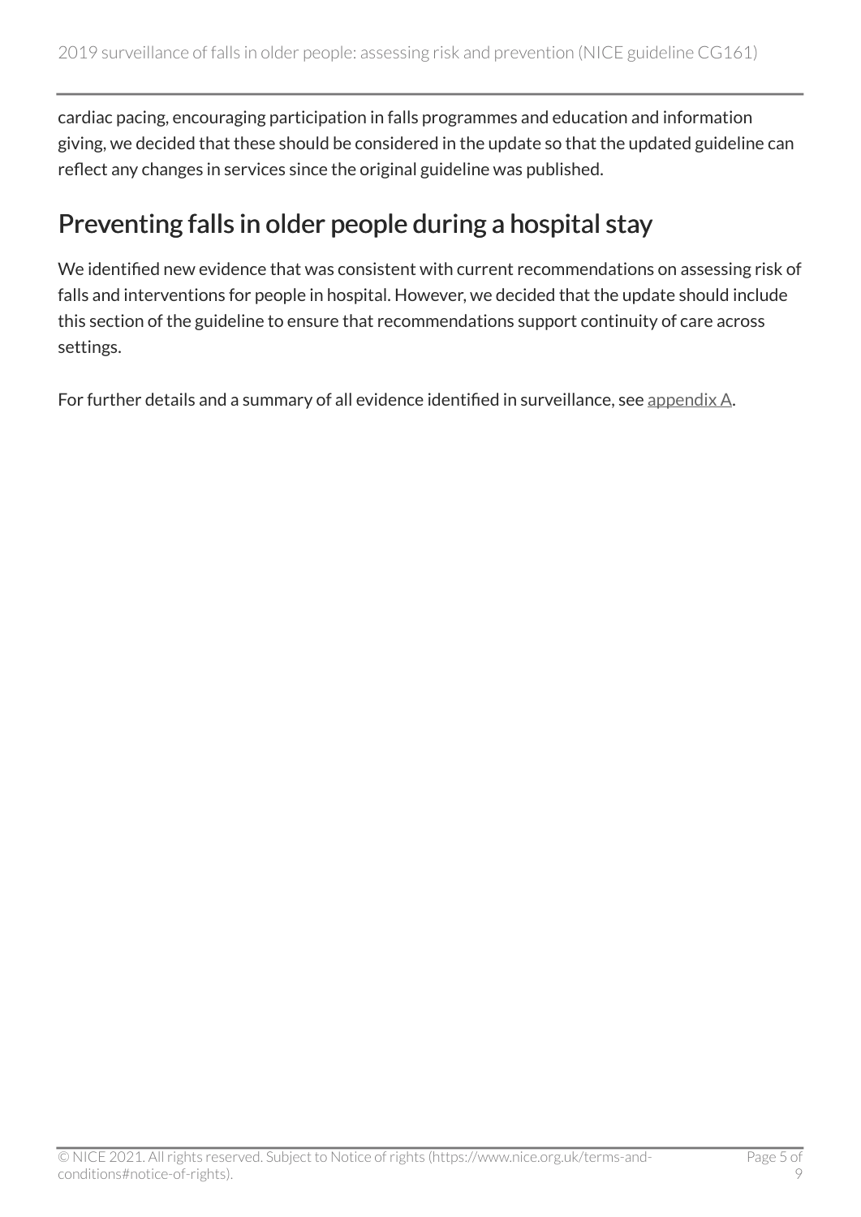cardiac pacing, encouraging participation in falls programmes and education and information giving, we decided that these should be considered in the update so that the updated guideline can reflect any changes in services since the original guideline was published.

## Preventing falls in older people during a hospital stay

We identified new evidence that was consistent with current recommendations on assessing risk of falls and interventions for people in hospital. However, we decided that the update should include this section of the guideline to ensure that recommendations support continuity of care across settings.

For further details and a summary of all evidence identified in surveillance, see appendix A.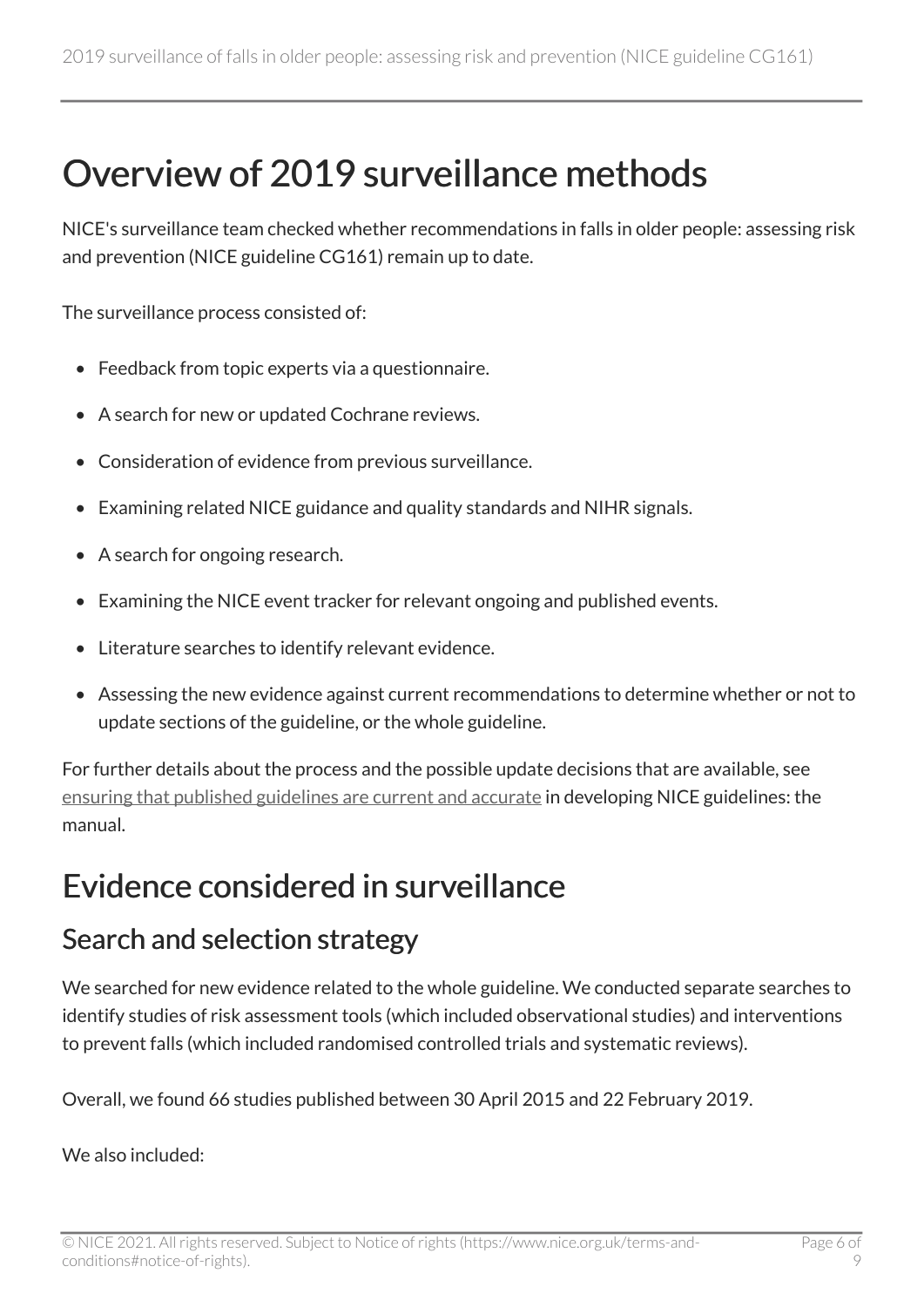# Overview of 2019 surveillance methods

NICE's surveillance team checked whether recommendations in falls in older people: assessing risk and prevention (NICE guideline CG161) remain up to date.

The surveillance process consisted of:

- Feedback from topic experts via a questionnaire.
- A search for new or updated Cochrane reviews.
- Consideration of evidence from previous surveillance.
- Examining related NICE guidance and quality standards and NIHR signals.
- A search for ongoing research.
- Examining the NICE event tracker for relevant ongoing and published events.
- Literature searches to identify relevant evidence.
- Assessing the new evidence against current recommendations to determine whether or not to update sections of the guideline, or the whole guideline.

For further details about the process and the possible update decisions that are available, see ensuring that published guidelines are current and accurate in developing NICE guidelines: the manual.

# Evidence considered in surveillance

## Search and selection strategy

We searched for new evidence related to the whole guideline. We conducted separate searches to identify studies of risk assessment tools (which included observational studies) and interventions to prevent falls (which included randomised controlled trials and systematic reviews).

Overall, we found 66 studies published between 30 April 2015 and 22 February 2019.

We also included: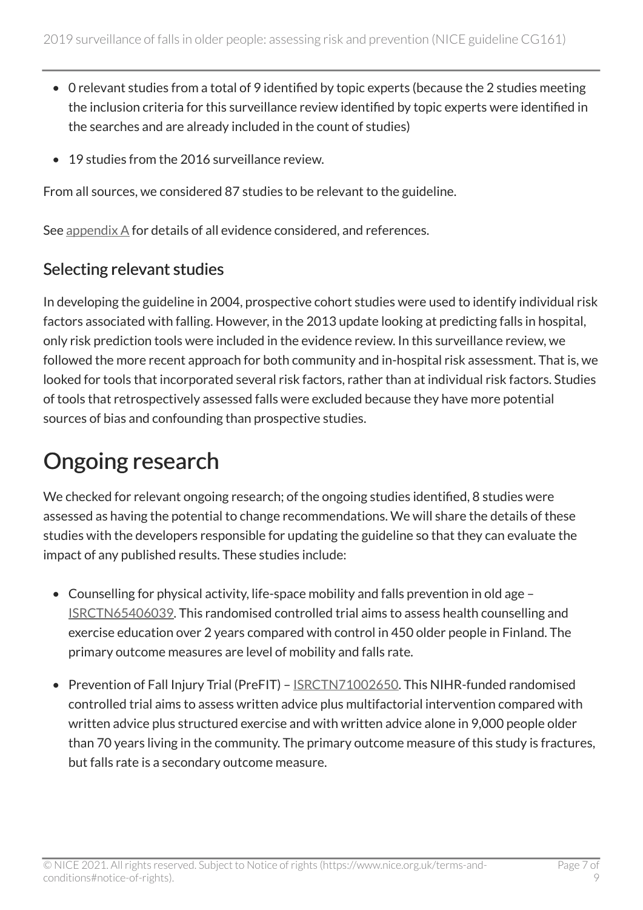- 0 relevant studies from a total of 9 identified by topic experts (because the 2 studies meeting the inclusion criteria for this surveillance review identified by topic experts were identified in the searches and are already included in the count of studies)
- 19 studies from the 2016 surveillance review.

From all sources, we considered 87 studies to be relevant to the guideline.

See appendix A for details of all evidence considered, and references.

## Selecting relevant studies

In developing the guideline in 2004, prospective cohort studies were used to identify individual risk factors associated with falling. However, in the 2013 update looking at predicting falls in hospital, only risk prediction tools were included in the evidence review. In this surveillance review, we followed the more recent approach for both community and in-hospital risk assessment. That is, we looked for tools that incorporated several risk factors, rather than at individual risk factors. Studies of tools that retrospectively assessed falls were excluded because they have more potential sources of bias and confounding than prospective studies.

# Ongoing research

We checked for relevant ongoing research; of the ongoing studies identified, 8 studies were assessed as having the potential to change recommendations. We will share the details of these studies with the developers responsible for updating the guideline so that they can evaluate the impact of any published results. These studies include:

- Counselling for physical activity, life-space mobility and falls prevention in old age – ISRCTN65406039. This randomised controlled trial aims to assess health counselling and exercise education over 2 years compared with control in 450 older people in Finland. The primary outcome measures are level of mobility and falls rate.
- Prevention of Fall Injury Trial (PreFIT) – ISRCTN71002650. This NIHR-funded randomised controlled trial aims to assess written advice plus multifactorial intervention compared with written advice plus structured exercise and with written advice alone in 9,000 people older than 70 years living in the community. The primary outcome measure of this study is fractures, but falls rate is a secondary outcome measure.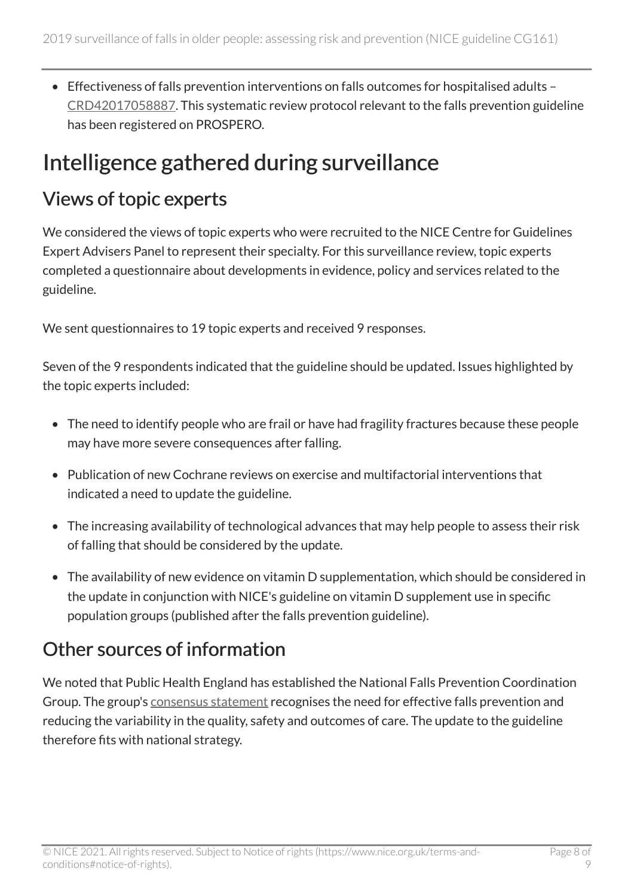- Effectiveness of falls prevention interventions on falls outcomes for hospitalised adults – CRD42017058887. This systematic review protocol relevant to the falls prevention guideline has been registered on PROSPERO.

# Intelligence gathered during surveillance

## Views of topic experts

We considered the views of topic experts who were recruited to the NICE Centre for Guidelines Expert Advisers Panel to represent their specialty. For this surveillance review, topic experts completed a questionnaire about developments in evidence, policy and services related to the guideline.

We sent questionnaires to 19 topic experts and received 9 responses.

Seven of the 9 respondents indicated that the guideline should be updated. Issues highlighted by the topic experts included:

- The need to identify people who are frail or have had fragility fractures because these people may have more severe consequences after falling.
- Publication of new Cochrane reviews on exercise and multifactorial interventions that indicated a need to update the guideline.
- The increasing availability of technological advances that may help people to assess their risk of falling that should be considered by the update.
- The availability of new evidence on vitamin D supplementation, which should be considered in the update in conjunction with NICE's guideline on vitamin D supplement use in specific population groups (published after the falls prevention guideline).

## Other sources of information

We noted that Public Health England has established the National Falls Prevention Coordination Group. The group's consensus statement recognises the need for effective falls prevention and reducing the variability in the quality, safety and outcomes of care. The update to the guideline therefore fits with national strategy.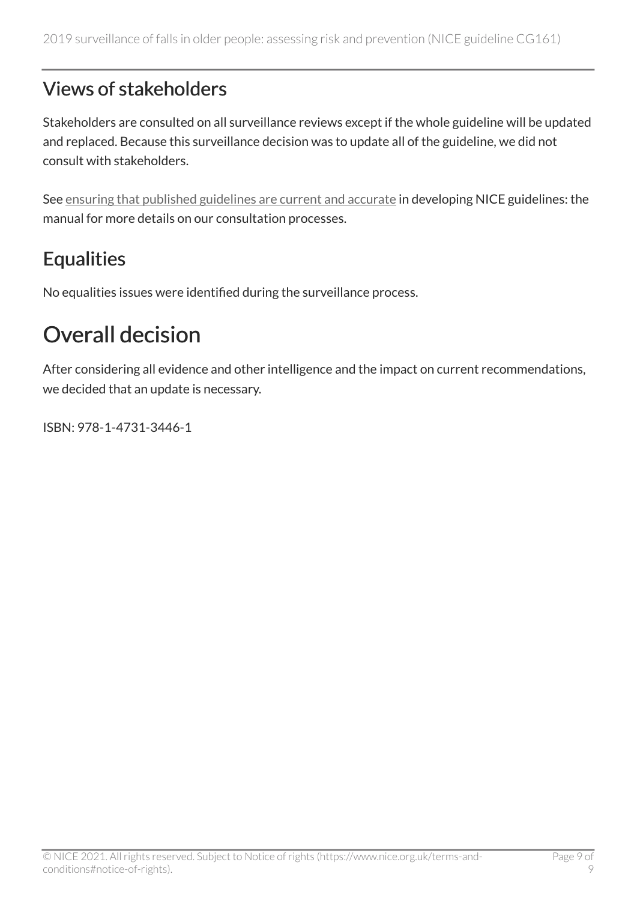## Views of stakeholders

Stakeholders are consulted on all surveillance reviews except if the whole guideline will be updated and replaced. Because this surveillance decision was to update all of the guideline, we did not consult with stakeholders.

See ensuring that published guidelines are current and accurate in developing NICE guidelines: the manual for more details on our consultation processes.

## Equalities

No equalities issues were identified during the surveillance process.

# Overall decision

After considering all evidence and other intelligence and the impact on current recommendations, we decided that an update is necessary.

ISBN: 978-1-4731-3446-1